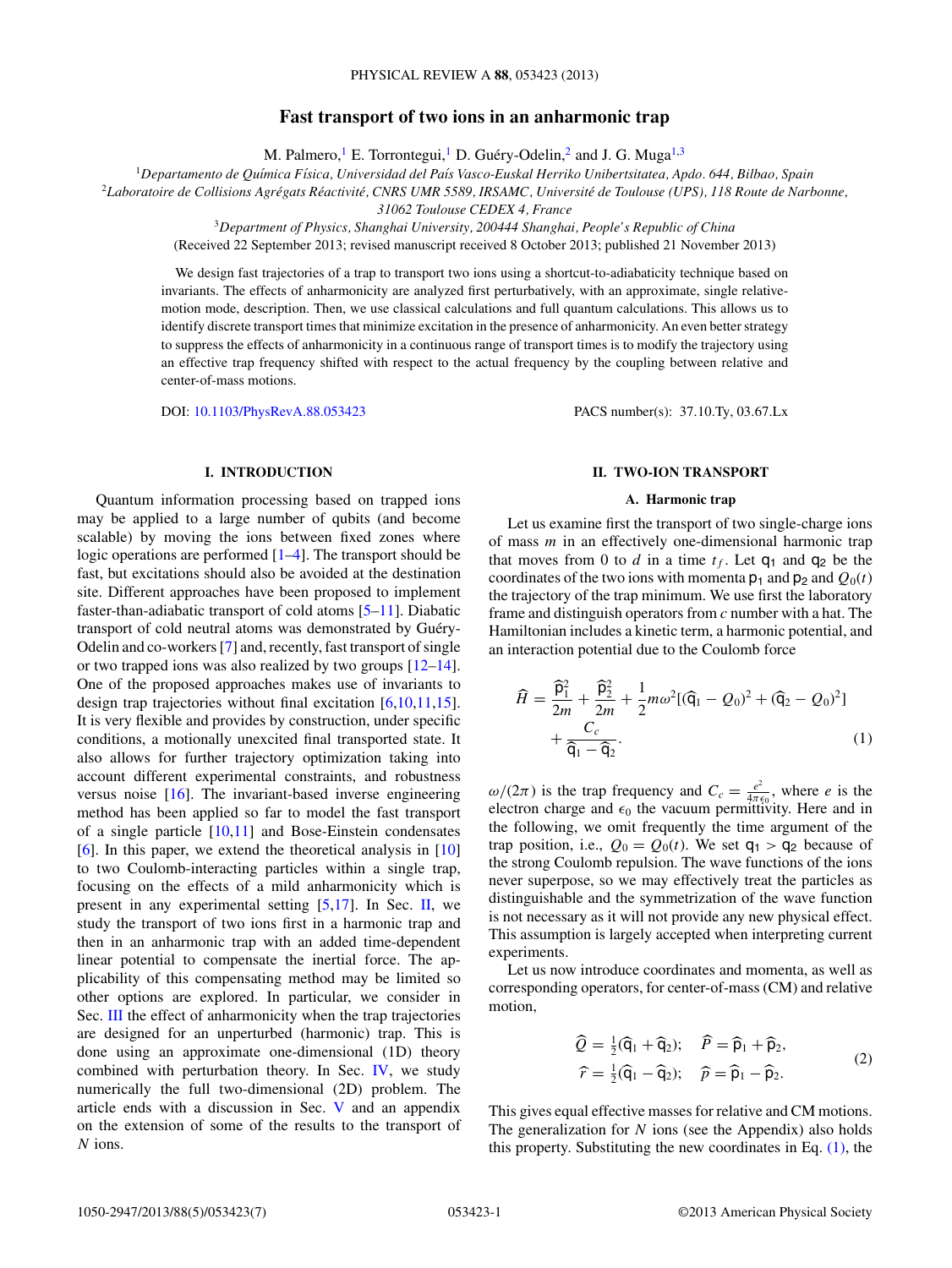# Fast transport of two ions in an anharmonic trap

M. Palmero,[1] E. Torrontegui,[1] D. Guéry-Odelin,[2] and J. G. Muga[1,3]

[1] *Departamento de Química Física, Universidad del País Vasco-Euskal Herriko Unibertsitatea, Apdo. 644, Bilbao, Spain*
[2] *Laboratoire de Collisions Agrégats Réactivité, CNRS UMR 5589, IRSAMC, Université de Toulouse (UPS), 118 Route de Narbonne, 31062 Toulouse CEDEX 4, France*
[3] *Department of Physics, Shanghai University, 200444 Shanghai, People's Republic of China*

(Received 22 September 2013; revised manuscript received 8 October 2013; published 21 November 2013)

We design fast trajectories of a trap to transport two ions using a shortcut-to-adiabaticity technique based on invariants. The effects of anharmonicity are analyzed first perturbatively, with an approximate, single relative-motion mode, description. Then, we use classical calculations and full quantum calculations. This allows us to identify discrete transport times that minimize excitation in the presence of anharmonicity. An even better strategy to suppress the effects of anharmonicity in a continuous range of transport times is to modify the trajectory using an effective trap frequency shifted with respect to the actual frequency by the coupling between relative and center-of-mass motions.

DOI: 10.1103/PhysRevA.88.053423 PACS number(s): 37.10.Ty, 03.67.Lx

## I. INTRODUCTION

Quantum information processing based on trapped ions may be applied to a large number of qubits (and become scalable) by moving the ions between fixed zones where logic operations are performed [1–4]. The transport should be fast, but excitations should also be avoided at the destination site. Different approaches have been proposed to implement faster-than-adiabatic transport of cold atoms [5–11]. Diabatic transport of cold neutral atoms was demonstrated by Guéry-Odelin and co-workers [7] and, recently, fast transport of single or two trapped ions was also realized by two groups [12–14]. One of the proposed approaches makes use of invariants to design trap trajectories without final excitation [6,10,11,15]. It is very flexible and provides by construction, under specific conditions, a motionally unexcited final transported state. It also allows for further trajectory optimization taking into account different experimental constraints, and robustness versus noise [16]. The invariant-based inverse engineering method has been applied so far to model the fast transport of a single particle [10,11] and Bose-Einstein condensates [6]. In this paper, we extend the theoretical analysis in [10] to two Coulomb-interacting particles within a single trap, focusing on the effects of a mild anharmonicity which is present in any experimental setting [5,17]. In Sec. II, we study the transport of two ions first in a harmonic trap and then in an anharmonic trap with an added time-dependent linear potential to compensate the inertial force. The applicability of this compensating method may be limited so other options are explored. In particular, we consider in Sec. III the effect of anharmonicity when the trap trajectories are designed for an unperturbed (harmonic) trap. This is done using an approximate one-dimensional (1D) theory combined with perturbation theory. In Sec. IV, we study numerically the full two-dimensional (2D) problem. The article ends with a discussion in Sec. V and an appendix on the extension of some of the results to the transport of $N$ ions.

## II. TWO-ION TRANSPORT

### A. Harmonic trap

Let us examine first the transport of two single-charge ions of mass $m$ in an effectively one-dimensional harmonic trap that moves from 0 to $d$ in a time $t_f$. Let $\mathsf{q}_1$ and $\mathsf{q}_2$ be the coordinates of the two ions with momenta $\mathsf{p}_1$ and $\mathsf{p}_2$ and $Q_0(t)$ the trajectory of the trap minimum. We use first the laboratory frame and distinguish operators from $c$ number with a hat. The Hamiltonian includes a kinetic term, a harmonic potential, and an interaction potential due to the Coulomb force

$$\widehat{H} = \frac{\widehat{\mathsf{p}}_1^2}{2m} + \frac{\widehat{\mathsf{p}}_2^2}{2m} + \frac{1}{2}m\omega^2[(\widehat{\mathsf{q}}_1 - Q_0)^2 + (\widehat{\mathsf{q}}_2 - Q_0)^2] + \frac{C_c}{\widehat{\mathsf{q}}_1 - \widehat{\mathsf{q}}_2}. \tag{1}$$

$\omega/(2\pi)$ is the trap frequency and $C_c = \frac{e^2}{4\pi\epsilon_0}$, where $e$ is the electron charge and $\epsilon_0$ the vacuum permittivity. Here and in the following, we omit frequently the time argument of the trap position, i.e., $Q_0 = Q_0(t)$. We set $\mathsf{q}_1 > \mathsf{q}_2$ because of the strong Coulomb repulsion. The wave functions of the ions never superpose, so we may effectively treat the particles as distinguishable and the symmetrization of the wave function is not necessary as it will not provide any new physical effect. This assumption is largely accepted when interpreting current experiments.

Let us now introduce coordinates and momenta, as well as corresponding operators, for center-of-mass (CM) and relative motion,

$$\begin{aligned} \widehat{Q} &= \tfrac{1}{2}(\widehat{\mathsf{q}}_1 + \widehat{\mathsf{q}}_2); \quad \widehat{P} = \widehat{\mathsf{p}}_1 + \widehat{\mathsf{p}}_2, \\ \widehat{r} &= \tfrac{1}{2}(\widehat{\mathsf{q}}_1 - \widehat{\mathsf{q}}_2); \quad \widehat{p} = \widehat{\mathsf{p}}_1 - \widehat{\mathsf{p}}_2. \end{aligned} \tag{2}$$

This gives equal effective masses for relative and CM motions. The generalization for $N$ ions (see the Appendix) also holds this property. Substituting the new coordinates in Eq. (1), the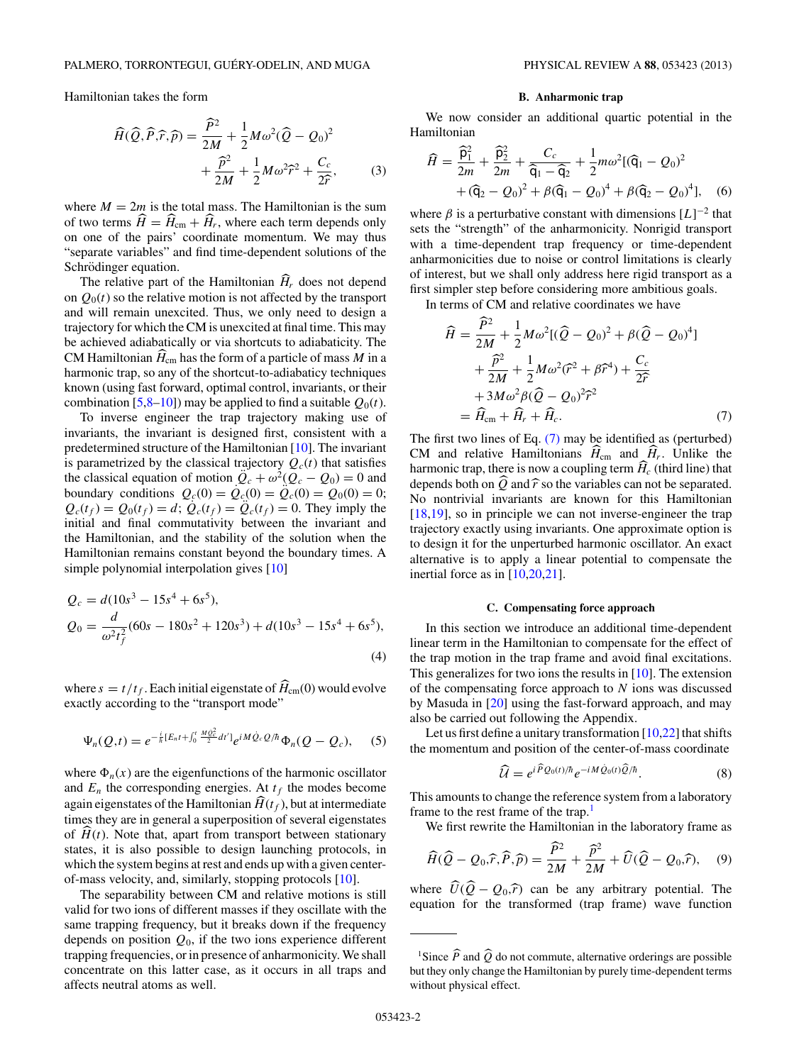Hamiltonian takes the form

$$\widehat{H}(\widehat{Q},\widehat{P},\widehat{r},\widehat{p}) = \frac{\widehat{P}^2}{2M} + \frac{1}{2}M\omega^2(\widehat{Q}-Q_0)^2 + \frac{\widehat{p}^2}{2M} + \frac{1}{2}M\omega^2\widehat{r}^2 + \frac{C_c}{2\widehat{r}}, \quad (3)$$

where $M = 2m$ is the total mass. The Hamiltonian is the sum of two terms $\widehat{H} = \widehat{H}_{\rm cm} + \widehat{H}_r$, where each term depends only on one of the pairs' coordinate momentum. We may thus "separate variables" and find time-dependent solutions of the Schrödinger equation.

The relative part of the Hamiltonian $\widehat{H}_r$ does not depend on $Q_0(t)$ so the relative motion is not affected by the transport and will remain unexcited. Thus, we only need to design a trajectory for which the CM is unexcited at final time. This may be achieved adiabatically or via shortcuts to adiabaticity. The CM Hamiltonian $\widehat{H}_{\rm cm}$ has the form of a particle of mass $M$ in a harmonic trap, so any of the shortcut-to-adiabaticity techniques known (using fast forward, optimal control, invariants, or their combination [5,8–10]) may be applied to find a suitable $Q_0(t)$.

To inverse engineer the trap trajectory making use of invariants, the invariant is designed first, consistent with a predetermined structure of the Hamiltonian [10]. The invariant is parametrized by the classical trajectory $Q_c(t)$ that satisfies the classical equation of motion $\ddot{Q}_c + \omega^2(Q_c - Q_0) = 0$ and boundary conditions $Q_c(0) = \dot{Q}_c(0) = \ddot{Q}_c(0) = Q_0(0) = 0$; $Q_c(t_f) = Q_0(t_f) = d$; $\dot{Q}_c(t_f) = \ddot{Q}_c(t_f) = 0$. They imply the initial and final commutativity between the invariant and the Hamiltonian, and the stability of the solution when the Hamiltonian remains constant beyond the boundary times. A simple polynomial interpolation gives [10]

$$\begin{aligned} Q_c &= d(10s^3 - 15s^4 + 6s^5), \\ Q_0 &= \frac{d}{\omega^2 t_f^2}(60s - 180s^2 + 120s^3) + d(10s^3 - 15s^4 + 6s^5), \end{aligned} \quad (4)$$

where $s = t/t_f$. Each initial eigenstate of $\widehat{H}_{\rm cm}(0)$ would evolve exactly according to the "transport mode"

$$\Psi_n(Q,t) = e^{-\frac{i}{\hbar}[E_n t + \int_0^t \frac{M\dot{Q}_c^2}{2}dt']} e^{iM\dot{Q}_c Q/\hbar}\Phi_n(Q - Q_c), \quad (5)$$

where $\Phi_n(x)$ are the eigenfunctions of the harmonic oscillator and $E_n$ the corresponding energies. At $t_f$ the modes become again eigenstates of the Hamiltonian $\widehat{H}(t_f)$, but at intermediate times they are in general a superposition of several eigenstates of $\widehat{H}(t)$. Note that, apart from transport between stationary states, it is also possible to design launching protocols, in which the system begins at rest and ends up with a given center-of-mass velocity, and, similarly, stopping protocols [10].

The separability between CM and relative motions is still valid for two ions of different masses if they oscillate with the same trapping frequency, but it breaks down if the frequency depends on position $Q_0$, if the two ions experience different trapping frequencies, or in presence of anharmonicity. We shall concentrate on this latter case, as it occurs in all traps and affects neutral atoms as well.

### B. Anharmonic trap

We now consider an additional quartic potential in the Hamiltonian

$$\widehat{H} = \frac{\widehat{\mathsf{p}}_1^2}{2m} + \frac{\widehat{\mathsf{p}}_2^2}{2m} + \frac{C_c}{\widehat{\mathsf{q}}_1 - \widehat{\mathsf{q}}_2} + \frac{1}{2}m\omega^2[(\widehat{\mathsf{q}}_1 - Q_0)^2 + (\widehat{\mathsf{q}}_2 - Q_0)^2 + \beta(\widehat{\mathsf{q}}_1 - Q_0)^4 + \beta(\widehat{\mathsf{q}}_2 - Q_0)^4], \quad (6)$$

where $\beta$ is a perturbative constant with dimensions $[L]^{-2}$ that sets the "strength" of the anharmonicity. Nonrigid transport with a time-dependent trap frequency or time-dependent anharmonicities due to noise or control limitations is clearly of interest, but we shall only address here rigid transport as a first simpler step before considering more ambitious goals.

In terms of CM and relative coordinates we have

$$\begin{aligned} \widehat{H} &= \frac{\widehat{P}^2}{2M} + \frac{1}{2}M\omega^2[(\widehat{Q}-Q_0)^2 + \beta(\widehat{Q}-Q_0)^4] \\ &\quad + \frac{\widehat{p}^2}{2M} + \frac{1}{2}M\omega^2(\widehat{r}^2 + \beta\widehat{r}^4) + \frac{C_c}{2\widehat{r}} \\ &\quad + 3M\omega^2\beta(\widehat{Q}-Q_0)^2\widehat{r}^2 \\ &= \widehat{H}_{\rm cm} + \widehat{H}_r + \widehat{H}_c. \end{aligned} \quad (7)$$

The first two lines of Eq. (7) may be identified as (perturbed) CM and relative Hamiltonians $\widehat{H}_{\rm cm}$ and $\widehat{H}_r$. Unlike the harmonic trap, there is now a coupling term $\widehat{H}_c$ (third line) that depends both on $\widehat{Q}$ and $\widehat{r}$ so the variables can not be separated. No nontrivial invariants are known for this Hamiltonian [18,19], so in principle we can not inverse-engineer the trap trajectory exactly using invariants. One approximate option is to design it for the unperturbed harmonic oscillator. An exact alternative is to apply a linear potential to compensate the inertial force as in [10,20,21].

### C. Compensating force approach

In this section we introduce an additional time-dependent linear term in the Hamiltonian to compensate for the effect of the trap motion in the trap frame and avoid final excitations. This generalizes for two ions the results in [10]. The extension of the compensating force approach to $N$ ions was discussed by Masuda in [20] using the fast-forward approach, and may also be carried out following the Appendix.

Let us first define a unitary transformation [10,22] that shifts the momentum and position of the center-of-mass coordinate

$$\widehat{\mathcal{U}} = e^{i\widehat{P}Q_0(t)/\hbar}e^{-iM\dot{Q}_0(t)\widehat{Q}/\hbar}. \quad (8)$$

This amounts to change the reference system from a laboratory frame to the rest frame of the trap.[1]

We first rewrite the Hamiltonian in the laboratory frame as

$$\widehat{H}(\widehat{Q}-Q_0,\widehat{r},\widehat{P},\widehat{p}) = \frac{\widehat{P}^2}{2M} + \frac{\widehat{p}^2}{2M} + \widehat{U}(\widehat{Q}-Q_0,\widehat{r}), \quad (9)$$

where $\widehat{U}(\widehat{Q}-Q_0,\widehat{r})$ can be any arbitrary potential. The equation for the transformed (trap frame) wave function

[1] Since $\widehat{P}$ and $\widehat{Q}$ do not commute, alternative orderings are possible but they only change the Hamiltonian by purely time-dependent terms without physical effect.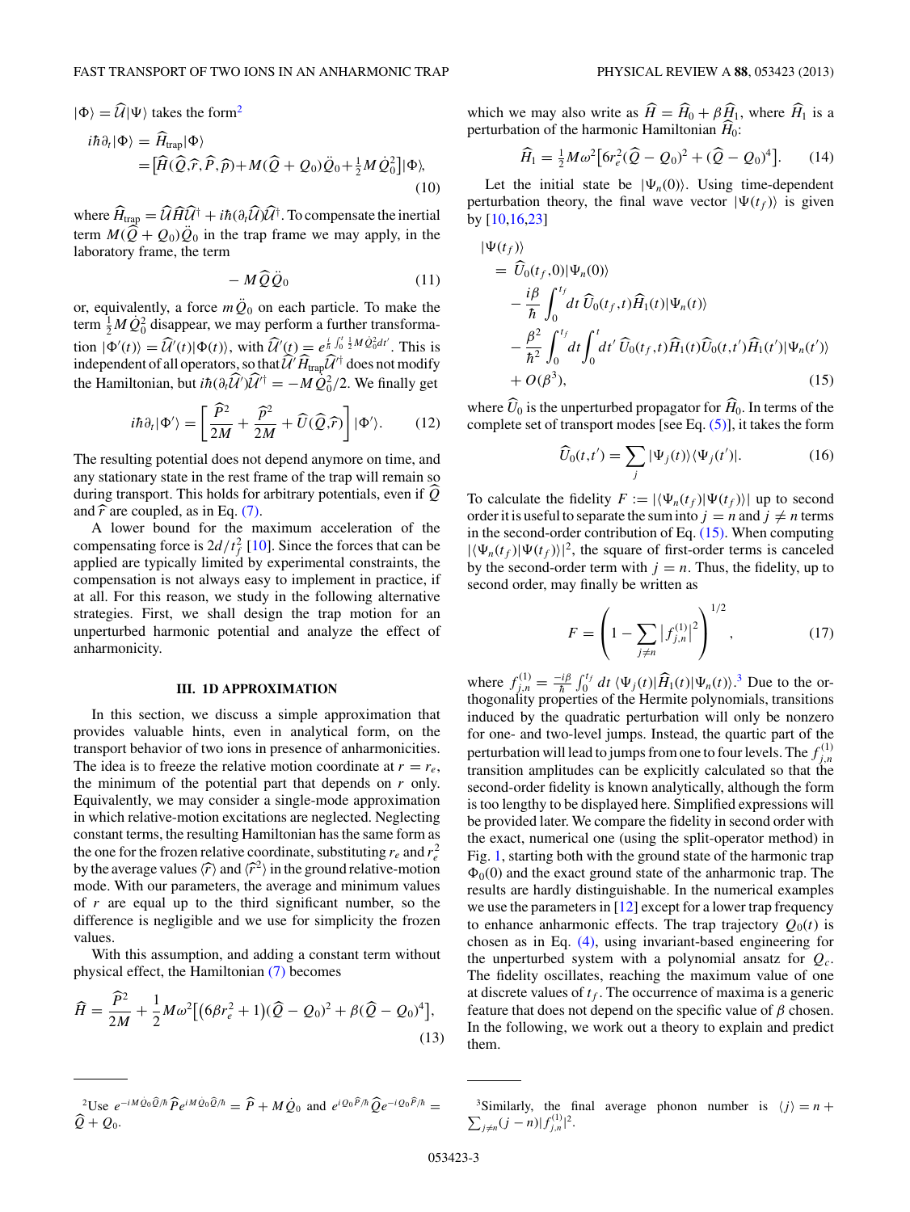$|\Phi\rangle = \widehat{\mathcal{U}}|\Psi\rangle$ takes the form[2]

$$
\begin{aligned}
i\hbar\partial_t|\Phi\rangle &= \widehat{H}_{\text{trap}}|\Phi\rangle \\
&= \big[\widehat{H}(\widehat{Q},\widehat{r},\widehat{P},\widehat{p}) + M(\widehat{Q}+Q_0)\ddot{Q}_0 + \tfrac{1}{2}M\dot{Q}_0^2\big]|\Phi\rangle,
\end{aligned}
\tag{10}
$$

where $\widehat{H}_{\text{trap}} = \widehat{\mathcal{U}}\widehat{H}\widehat{\mathcal{U}}^\dagger + i\hbar(\partial_t\widehat{\mathcal{U}})\widehat{\mathcal{U}}^\dagger$. To compensate the inertial term $M(\widehat{Q}+Q_0)\ddot{Q}_0$ in the trap frame we may apply, in the laboratory frame, the term

$$
-M\widehat{Q}\ddot{Q}_0 \tag{11}
$$

or, equivalently, a force $m\ddot{Q}_0$ on each particle. To make the term $\frac{1}{2}M\dot{Q}_0^2$ disappear, we may perform a further transformation $|\Phi'(t)\rangle = \widehat{\mathcal{U}}'(t)|\Phi(t)\rangle$, with $\widehat{\mathcal{U}}'(t) = e^{\frac{i}{\hbar}\int_0^{t'}\frac{1}{2}M\dot{Q}_0^2 dt'}$. This is independent of all operators, so that $\widehat{\mathcal{U}}'\widehat{H}_{\text{trap}}\widehat{\mathcal{U}}'^\dagger$ does not modify the Hamiltonian, but $i\hbar(\partial_t\widehat{\mathcal{U}}')\widehat{\mathcal{U}}'^\dagger = -M\dot{Q}_0^2/2$. We finally get

$$
i\hbar\partial_t|\Phi'\rangle = \left[\frac{\widehat{P}^2}{2M} + \frac{\widehat{p}^2}{2M} + \widehat{U}(\widehat{Q},\widehat{r})\right]|\Phi'\rangle. \tag{12}
$$

The resulting potential does not depend anymore on time, and any stationary state in the rest frame of the trap will remain so during transport. This holds for arbitrary potentials, even if $\widehat{Q}$ and $\widehat{r}$ are coupled, as in Eq. (7).

A lower bound for the maximum acceleration of the compensating force is $2d/t_f^2$ [10]. Since the forces that can be applied are typically limited by experimental constraints, the compensation is not always easy to implement in practice, if at all. For this reason, we study in the following alternative strategies. First, we shall design the trap motion for an unperturbed harmonic potential and analyze the effect of anharmonicity.

## III. 1D APPROXIMATION

In this section, we discuss a simple approximation that provides valuable hints, even in analytical form, on the transport behavior of two ions in presence of anharmonicities. The idea is to freeze the relative motion coordinate at $r = r_e$, the minimum of the potential part that depends on $r$ only. Equivalently, we may consider a single-mode approximation in which relative-motion excitations are neglected. Neglecting constant terms, the resulting Hamiltonian has the same form as the one for the frozen relative coordinate, substituting $r_e$ and $r_e^2$ by the average values $\langle\widehat{r}\rangle$ and $\langle\widehat{r}^2\rangle$ in the ground relative-motion mode. With our parameters, the average and minimum values of $r$ are equal up to the third significant number, so the difference is negligible and we use for simplicity the frozen values.

With this assumption, and adding a constant term without physical effect, the Hamiltonian (7) becomes

$$
\widehat{H} = \frac{\widehat{P}^2}{2M} + \frac{1}{2}M\omega^2\big[(6\beta r_e^2+1)(\widehat{Q}-Q_0)^2 + \beta(\widehat{Q}-Q_0)^4\big], \tag{13}
$$

which we may also write as $\widehat{H} = \widehat{H}_0 + \beta\widehat{H}_1$, where $\widehat{H}_1$ is a perturbation of the harmonic Hamiltonian $\widehat{H}_0$:

$$
\widehat{H}_1 = \tfrac{1}{2}M\omega^2\big[6r_e^2(\widehat{Q}-Q_0)^2 + (\widehat{Q}-Q_0)^4\big]. \tag{14}
$$

Let the initial state be $|\Psi_n(0)\rangle$. Using time-dependent perturbation theory, the final wave vector $|\Psi(t_f)\rangle$ is given by [10,16,23]

$$
\begin{aligned}
|\Psi(t_f)\rangle
&= \widehat{U}_0(t_f,0)|\Psi_n(0)\rangle \\
&\quad - \frac{i\beta}{\hbar}\int_0^{t_f} dt\,\widehat{U}_0(t_f,t)\widehat{H}_1(t)|\Psi_n(t)\rangle \\
&\quad - \frac{\beta^2}{\hbar^2}\int_0^{t_f} dt\int_0^{t} dt'\,\widehat{U}_0(t_f,t)\widehat{H}_1(t)\widehat{U}_0(t,t')\widehat{H}_1(t')|\Psi_n(t')\rangle \\
&\quad + O(\beta^3),
\end{aligned}
\tag{15}
$$

where $\widehat{U}_0$ is the unperturbed propagator for $\widehat{H}_0$. In terms of the complete set of transport modes [see Eq. (5)], it takes the form

$$
\widehat{U}_0(t,t') = \sum_j |\Psi_j(t)\rangle\langle\Psi_j(t')|. \tag{16}
$$

To calculate the fidelity $F := |\langle\Psi_n(t_f)|\Psi(t_f)\rangle|$ up to second order it is useful to separate the sum into $j = n$ and $j \neq n$ terms in the second-order contribution of Eq. (15). When computing $|\langle\Psi_n(t_f)|\Psi(t_f)\rangle|^2$, the square of first-order terms is canceled by the second-order term with $j = n$. Thus, the fidelity, up to second order, may finally be written as

$$
F = \left(1 - \sum_{j\neq n}\big|f_{j,n}^{(1)}\big|^2\right)^{1/2}, \tag{17}
$$

where $f_{j,n}^{(1)} = \frac{-i\beta}{\hbar}\int_0^{t_f} dt\,\langle\Psi_j(t)|\widehat{H}_1(t)|\Psi_n(t)\rangle$.[3] Due to the orthogonality properties of the Hermite polynomials, transitions induced by the quadratic perturbation will only be nonzero for one- and two-level jumps. Instead, the quartic part of the perturbation will lead to jumps from one to four levels. The $f_{j,n}^{(1)}$ transition amplitudes can be explicitly calculated so that the second-order fidelity is known analytically, although the form is too lengthy to be displayed here. Simplified expressions will be provided later. We compare the fidelity in second order with the exact, numerical one (using the split-operator method) in Fig. 1, starting both with the ground state of the harmonic trap $\Phi_0(0)$ and the exact ground state of the anharmonic trap. The results are hardly distinguishable. In the numerical examples we use the parameters in [12] except for a lower trap frequency to enhance anharmonic effects. The trap trajectory $Q_0(t)$ is chosen as in Eq. (4), using invariant-based engineering for the unperturbed system with a polynomial ansatz for $Q_c$. The fidelity oscillates, reaching the maximum value of one at discrete values of $t_f$. The occurrence of maxima is a generic feature that does not depend on the specific value of $\beta$ chosen. In the following, we work out a theory to explain and predict them.

---

[2] Use $e^{-iM\dot{Q}_0\widehat{Q}/\hbar}\widehat{P}e^{iM\dot{Q}_0\widehat{Q}/\hbar} = \widehat{P} + M\dot{Q}_0$ and $e^{iQ_0\widehat{P}/\hbar}\widehat{Q}e^{-iQ_0\widehat{P}/\hbar} = \widehat{Q} + Q_0$.

[3] Similarly, the final average phonon number is $\langle j\rangle = n + \sum_{j\neq n}(j-n)|f_{j,n}^{(1)}|^2$.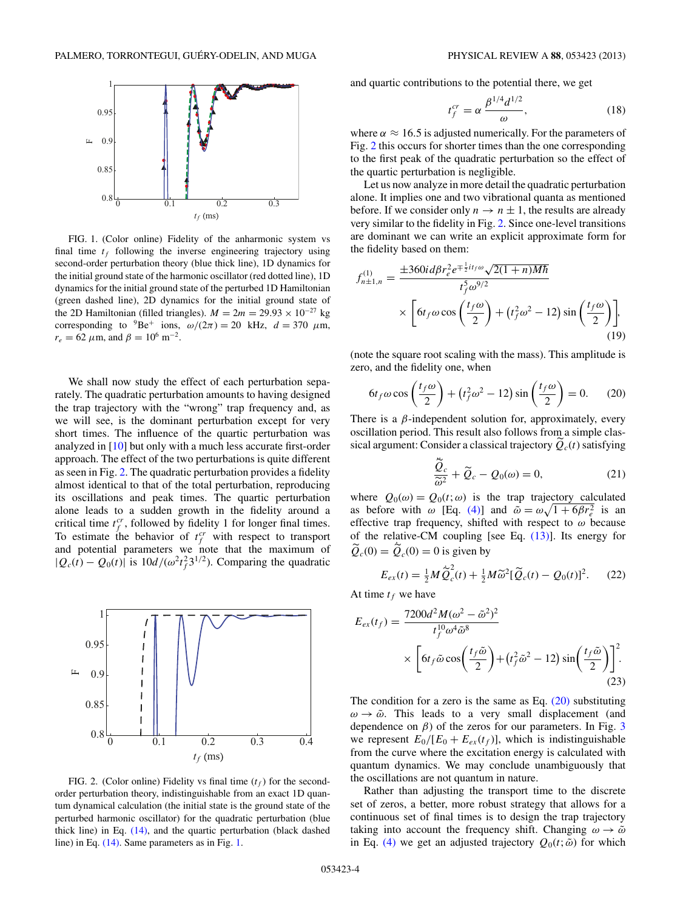FIG. 1. (Color online) Fidelity of the anharmonic system vs final time $t_f$ following the inverse engineering trajectory using second-order perturbation theory (blue thick line), 1D dynamics for the initial ground state of the harmonic oscillator (red dotted line), 1D dynamics for the initial ground state of the perturbed 1D Hamiltonian (green dashed line), 2D dynamics for the initial ground state of the 2D Hamiltonian (filled triangles). $M = 2m = 29.93 \times 10^{-27}$ kg corresponding to $^9\text{Be}^+$ ions, $\omega/(2\pi) = 20$ kHz, $d = 370$ $\mu$m, $r_e = 62$ $\mu$m, and $\beta = 10^6$ m$^{-2}$.

We shall now study the effect of each perturbation separately. The quadratic perturbation amounts to having designed the trap trajectory with the "wrong" trap frequency and, as we will see, is the dominant perturbation except for very short times. The influence of the quartic perturbation was analyzed in [10] but only with a much less accurate first-order approach. The effect of the two perturbations is quite different as seen in Fig. 2. The quadratic perturbation provides a fidelity almost identical to that of the total perturbation, reproducing its oscillations and peak times. The quartic perturbation alone leads to a sudden growth in the fidelity around a critical time $t_f^{cr}$, followed by fidelity 1 for longer final times. To estimate the behavior of $t_f^{cr}$ with respect to transport and potential parameters we note that the maximum of $|Q_c(t) - Q_0(t)|$ is $10d/(\omega^2 t_f^2 3^{1/2})$. Comparing the quadratic and quartic contributions to the potential there, we get

$$t_f^{cr} = \alpha \frac{\beta^{1/4} d^{1/2}}{\omega}, \tag{18}$$

where $\alpha \approx 16.5$ is adjusted numerically. For the parameters of Fig. 2 this occurs for shorter times than the one corresponding to the first peak of the quadratic perturbation so the effect of the quartic perturbation is negligible.

FIG. 2. (Color online) Fidelity vs final time ($t_f$) for the second-order perturbation theory, indistinguishable from an exact 1D quantum dynamical calculation (the initial state is the ground state of the perturbed harmonic oscillator) for the quadratic perturbation (blue thick line) in Eq. (14), and the quartic perturbation (black dashed line) in Eq. (14). Same parameters as in Fig. 1.

Let us now analyze in more detail the quadratic perturbation alone. It implies one and two vibrational quanta as mentioned before. If we consider only $n \to n \pm 1$, the results are already very similar to the fidelity in Fig. 2. Since one-level transitions are dominant we can write an explicit approximate form for the fidelity based on them:

$$f_{n\pm1,n}^{(1)} = \frac{\pm 360 i d \beta r_e^2 e^{\mp\frac{1}{2} i t_f \omega} \sqrt{2(1+n)M\hbar}}{t_f^5 \omega^{9/2}} \times \left[6 t_f \omega \cos\left(\frac{t_f \omega}{2}\right) + \left(t_f^2 \omega^2 - 12\right) \sin\left(\frac{t_f \omega}{2}\right)\right], \tag{19}$$

(note the square root scaling with the mass). This amplitude is zero, and the fidelity one, when

$$6 t_f \omega \cos\left(\frac{t_f \omega}{2}\right) + \left(t_f^2 \omega^2 - 12\right) \sin\left(\frac{t_f \omega}{2}\right) = 0. \tag{20}$$

There is a $\beta$-independent solution for, approximately, every oscillation period. This result also follows from a simple classical argument: Consider a classical trajectory $\widetilde{Q}_c(t)$ satisfying

$$\frac{\ddot{\widetilde{Q}}_c}{\tilde{\omega}^2} + \widetilde{Q}_c - Q_0(\omega) = 0, \tag{21}$$

where $Q_0(\omega) = Q_0(t;\omega)$ is the trap trajectory calculated as before with $\omega$ [Eq. (4)] and $\tilde{\omega} = \omega\sqrt{1 + 6\beta r_e^2}$ is an effective trap frequency, shifted with respect to $\omega$ because of the relative-CM coupling [see Eq. (13)]. Its energy for $\widetilde{Q}_c(0) = \dot{\widetilde{Q}}_c(0) = 0$ is given by

$$E_{ex}(t) = \tfrac{1}{2} M \dot{\widetilde{Q}}_c^2(t) + \tfrac{1}{2} M \tilde{\omega}^2 [\widetilde{Q}_c(t) - Q_0(t)]^2. \tag{22}$$

At time $t_f$ we have

$$E_{ex}(t_f) = \frac{7200 d^2 M (\omega^2 - \tilde{\omega}^2)^2}{t_f^{10} \omega^4 \tilde{\omega}^8} \times \left[6 t_f \tilde{\omega} \cos\left(\frac{t_f \tilde{\omega}}{2}\right) + \left(t_f^2 \tilde{\omega}^2 - 12\right) \sin\left(\frac{t_f \tilde{\omega}}{2}\right)\right]^2. \tag{23}$$

The condition for a zero is the same as Eq. (20) substituting $\omega \to \tilde{\omega}$. This leads to a very small displacement (and dependence on $\beta$) of the zeros for our parameters. In Fig. 3 we represent $E_0/[E_0 + E_{ex}(t_f)]$, which is indistinguishable from the curve where the excitation energy is calculated with quantum dynamics. We may conclude unambiguously that the oscillations are not quantum in nature.

Rather than adjusting the transport time to the discrete set of zeros, a better, more robust strategy that allows for a continuous set of final times is to design the trap trajectory taking into account the frequency shift. Changing $\omega \to \tilde{\omega}$ in Eq. (4) we get an adjusted trajectory $Q_0(t;\tilde{\omega})$ for which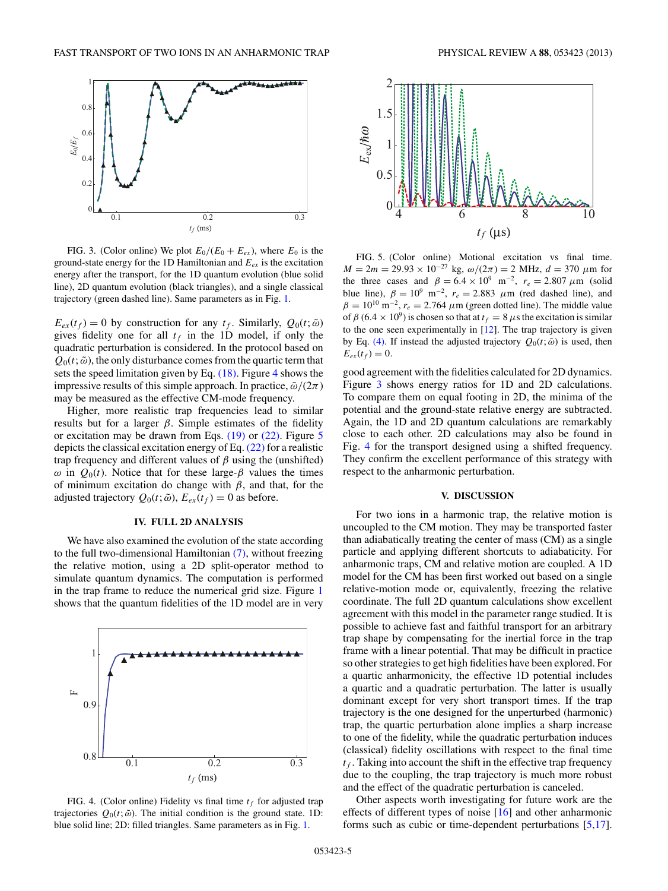FIG. 3. (Color online) We plot $E_0/(E_0 + E_{ex})$, where $E_0$ is the ground-state energy for the 1D Hamiltonian and $E_{ex}$ is the excitation energy after the transport, for the 1D quantum evolution (blue solid line), 2D quantum evolution (black triangles), and a single classical trajectory (green dashed line). Same parameters as in Fig. 1.

$E_{ex}(t_f) = 0$ by construction for any $t_f$. Similarly, $Q_0(t;\tilde{\omega})$ gives fidelity one for all $t_f$ in the 1D model, if only the quadratic perturbation is considered. In the protocol based on $Q_0(t;\tilde{\omega})$, the only disturbance comes from the quartic term that sets the speed limitation given by Eq. (18). Figure 4 shows the impressive results of this simple approach. In practice, $\tilde{\omega}/(2\pi)$ may be measured as the effective CM-mode frequency.

Higher, more realistic trap frequencies lead to similar results but for a larger $\beta$. Simple estimates of the fidelity or excitation may be drawn from Eqs. (19) or (22). Figure 5 depicts the classical excitation energy of Eq. (22) for a realistic trap frequency and different values of $\beta$ using the (unshifted) $\omega$ in $Q_0(t)$. Notice that for these large-$\beta$ values the times of minimum excitation do change with $\beta$, and that, for the adjusted trajectory $Q_0(t;\tilde{\omega})$, $E_{ex}(t_f) = 0$ as before.

## IV. FULL 2D ANALYSIS

We have also examined the evolution of the state according to the full two-dimensional Hamiltonian (7), without freezing the relative motion, using a 2D split-operator method to simulate quantum dynamics. The computation is performed in the trap frame to reduce the numerical grid size. Figure 1 shows that the quantum fidelities of the 1D model are in very good agreement with the fidelities calculated for 2D dynamics. Figure 3 shows energy ratios for 1D and 2D calculations. To compare them on equal footing in 2D, the minima of the potential and the ground-state relative energy are subtracted. Again, the 1D and 2D quantum calculations are remarkably close to each other. 2D calculations may also be found in Fig. 4 for the transport designed using a shifted frequency. They confirm the excellent performance of this strategy with respect to the anharmonic perturbation.

FIG. 4. (Color online) Fidelity vs final time $t_f$ for adjusted trap trajectories $Q_0(t;\tilde{\omega})$. The initial condition is the ground state. 1D: blue solid line; 2D: filled triangles. Same parameters as in Fig. 1.

FIG. 5. (Color online) Motional excitation vs final time. $M = 2m = 29.93 \times 10^{-27}$ kg, $\omega/(2\pi) = 2$ MHz, $d = 370$ $\mu$m for the three cases and $\beta = 6.4 \times 10^9$ m$^{-2}$, $r_e = 2.807$ $\mu$m (solid blue line), $\beta = 10^9$ m$^{-2}$, $r_e = 2.883$ $\mu$m (red dashed line), and $\beta = 10^{10}$ m$^{-2}$, $r_e = 2.764$ $\mu$m (green dotted line). The middle value of $\beta$ ($6.4 \times 10^9$) is chosen so that at $t_f = 8$ $\mu$s the excitation is similar to the one seen experimentally in [12]. The trap trajectory is given by Eq. (4). If instead the adjusted trajectory $Q_0(t;\tilde{\omega})$ is used, then $E_{ex}(t_f) = 0$.

## V. DISCUSSION

For two ions in a harmonic trap, the relative motion is uncoupled to the CM motion. They may be transported faster than adiabatically treating the center of mass (CM) as a single particle and applying different shortcuts to adiabaticity. For anharmonic traps, CM and relative motion are coupled. A 1D model for the CM has been first worked out based on a single relative-motion mode or, equivalently, freezing the relative coordinate. The full 2D quantum calculations show excellent agreement with this model in the parameter range studied. It is possible to achieve fast and faithful transport for an arbitrary trap shape by compensating for the inertial force in the trap frame with a linear potential. That may be difficult in practice so other strategies to get high fidelities have been explored. For a quartic anharmonicity, the effective 1D potential includes a quartic and a quadratic perturbation. The latter is usually dominant except for very short transport times. If the trap trajectory is the one designed for the unperturbed (harmonic) trap, the quartic perturbation alone implies a sharp increase to one of the fidelity, while the quadratic perturbation induces (classical) fidelity oscillations with respect to the final time $t_f$. Taking into account the shift in the effective trap frequency due to the coupling, the trap trajectory is much more robust and the effect of the quadratic perturbation is canceled.

Other aspects worth investigating for future work are the effects of different types of noise [16] and other anharmonic forms such as cubic or time-dependent perturbations [5,17].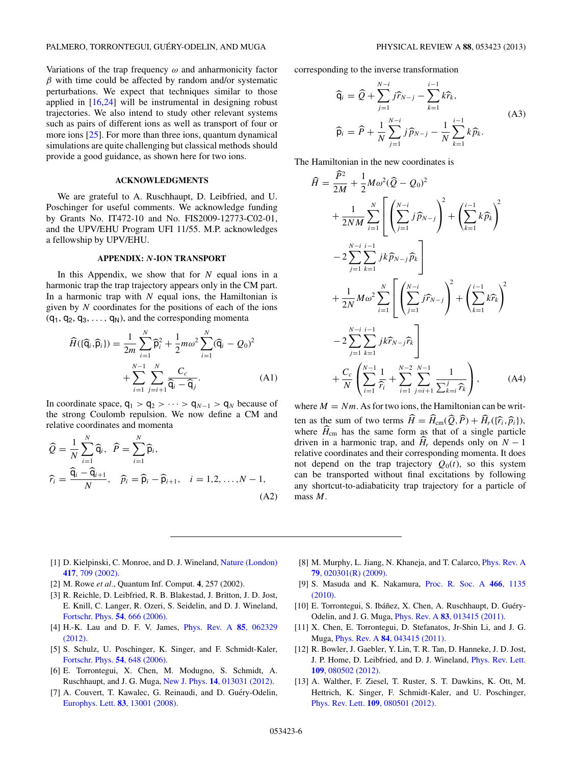Variations of the trap frequency $\omega$ and anharmonicity factor $\beta$ with time could be affected by random and/or systematic perturbations. We expect that techniques similar to those applied in [16,24] will be instrumental in designing robust trajectories. We also intend to study other relevant systems such as pairs of different ions as well as transport of four or more ions [25]. For more than three ions, quantum dynamical simulations are quite challenging but classical methods should provide a good guidance, as shown here for two ions.

## ACKNOWLEDGMENTS

We are grateful to A. Ruschhaupt, D. Leibfried, and U. Poschinger for useful comments. We acknowledge funding by Grants No. IT472-10 and No. FIS2009-12773-C02-01, and the UPV/EHU Program UFI 11/55. M.P. acknowledges a fellowship by UPV/EHU.

## APPENDIX: N-ION TRANSPORT

In this Appendix, we show that for $N$ equal ions in a harmonic trap the trap trajectory appears only in the CM part. In a harmonic trap with $N$ equal ions, the Hamiltonian is given by $N$ coordinates for the positions of each of the ions $(\mathsf{q}_1, \mathsf{q}_2, \mathsf{q}_3, \ldots, \mathsf{q}_N)$, and the corresponding momenta

$$\widehat{H}(\{\widehat{\mathsf{q}}_i,\widehat{\mathsf{p}}_i\}) = \frac{1}{2m}\sum_{i=1}^{N}\widehat{\mathsf{p}}_i^2 + \frac{1}{2}m\omega^2\sum_{i=1}^{N}(\widehat{\mathsf{q}}_i - Q_0)^2 + \sum_{i=1}^{N-1}\sum_{j=i+1}^{N}\frac{C_c}{\widehat{\mathsf{q}}_i - \widehat{\mathsf{q}}_j}. \tag{A1}$$

In coordinate space, $\mathsf{q}_1 > \mathsf{q}_2 > \cdots > \mathsf{q}_{N-1} > \mathsf{q}_N$ because of the strong Coulomb repulsion. We now define a CM and relative coordinates and momenta

$$\widehat{Q} = \frac{1}{N}\sum_{i=1}^{N}\widehat{\mathsf{q}}_i,\quad \widehat{P} = \sum_{i=1}^{N}\widehat{\mathsf{p}}_i,$$
$$\widehat{r}_i = \frac{\widehat{\mathsf{q}}_i - \widehat{\mathsf{q}}_{i+1}}{N},\quad \widehat{p}_i = \widehat{\mathsf{p}}_i - \widehat{\mathsf{p}}_{i+1},\quad i = 1,2,\ldots,N-1, \tag{A2}$$

corresponding to the inverse transformation

$$\widehat{\mathsf{q}}_i = \widehat{Q} + \sum_{j=1}^{N-i} j\widehat{r}_{N-j} - \sum_{k=1}^{i-1} k\widehat{r}_k,$$
$$\widehat{\mathsf{p}}_i = \widehat{P} + \frac{1}{N}\sum_{j=1}^{N-i} j\widehat{p}_{N-j} - \frac{1}{N}\sum_{k=1}^{i-1} k\widehat{p}_k. \tag{A3}$$

The Hamiltonian in the new coordinates is

$$\begin{aligned}
\widehat{H} = {} & \frac{\widehat{P}^2}{2M} + \frac{1}{2}M\omega^2(\widehat{Q} - Q_0)^2 \\
& + \frac{1}{2NM}\sum_{i=1}^{N}\left[\left(\sum_{j=1}^{N-i} j\widehat{p}_{N-j}\right)^2 + \left(\sum_{k=1}^{i-1} k\widehat{p}_k\right)^2 - 2\sum_{j=1}^{N-i}\sum_{k=1}^{i-1} jk\widehat{p}_{N-j}\widehat{p}_k\right] \\
& + \frac{1}{2N}M\omega^2\sum_{i=1}^{N}\left[\left(\sum_{j=1}^{N-i} j\widehat{r}_{N-j}\right)^2 + \left(\sum_{k=1}^{i-1} k\widehat{r}_k\right)^2 - 2\sum_{j=1}^{N-i}\sum_{k=1}^{i-1} jk\widehat{r}_{N-j}\widehat{r}_k\right] \\
& + \frac{C_c}{N}\left(\sum_{i=1}^{N-1}\frac{1}{\widehat{r}_i} + \sum_{i=1}^{N-2}\sum_{j=i+1}^{N-1}\frac{1}{\sum_{k=i}^{j}\widehat{r}_k}\right),
\end{aligned} \tag{A4}$$

where $M = Nm$. As for two ions, the Hamiltonian can be written as the sum of two terms $\widehat{H} = \widehat{H}_{\rm cm}(\widehat{Q},\widehat{P}) + \widehat{H}_r(\{\widehat{r}_i,\widehat{p}_i\})$, where $\widehat{H}_{\rm cm}$ has the same form as that of a single particle driven in a harmonic trap, and $\widehat{H}_r$ depends only on $N-1$ relative coordinates and their corresponding momenta. It does not depend on the trap trajectory $Q_0(t)$, so this system can be transported without final excitations by following any shortcut-to-adiabaticity trap trajectory for a particle of mass $M$.

---

[1] D. Kielpinski, C. Monroe, and D. J. Wineland, Nature (London) **417**, 709 (2002).
[2] M. Rowe *et al.*, Quantum Inf. Comput. **4**, 257 (2002).
[3] R. Reichle, D. Leibfried, R. B. Blakestad, J. Britton, J. D. Jost, E. Knill, C. Langer, R. Ozeri, S. Seidelin, and D. J. Wineland, Fortschr. Phys. **54**, 666 (2006).
[4] H.-K. Lau and D. F. V. James, Phys. Rev. A **85**, 062329 (2012).
[5] S. Schulz, U. Poschinger, K. Singer, and F. Schmidt-Kaler, Fortschr. Phys. **54**, 648 (2006).
[6] E. Torrontegui, X. Chen, M. Modugno, S. Schmidt, A. Ruschhaupt, and J. G. Muga, New J. Phys. **14**, 013031 (2012).
[7] A. Couvert, T. Kawalec, G. Reinaudi, and D. Guéry-Odelin, Europhys. Lett. **83**, 13001 (2008).
[8] M. Murphy, L. Jiang, N. Khaneja, and T. Calarco, Phys. Rev. A **79**, 020301(R) (2009).
[9] S. Masuda and K. Nakamura, Proc. R. Soc. A **466**, 1135 (2010).
[10] E. Torrontegui, S. Ibáñez, X. Chen, A. Ruschhaupt, D. Guéry-Odelin, and J. G. Muga, Phys. Rev. A **83**, 013415 (2011).
[11] X. Chen, E. Torrontegui, D. Stefanatos, Jr-Shin Li, and J. G. Muga, Phys. Rev. A **84**, 043415 (2011).
[12] R. Bowler, J. Gaebler, Y. Lin, T. R. Tan, D. Hanneke, J. D. Jost, J. P. Home, D. Leibfried, and D. J. Wineland, Phys. Rev. Lett. **109**, 080502 (2012).
[13] A. Walther, F. Ziesel, T. Ruster, S. T. Dawkins, K. Ott, M. Hettrich, K. Singer, F. Schmidt-Kaler, and U. Poschinger, Phys. Rev. Lett. **109**, 080501 (2012).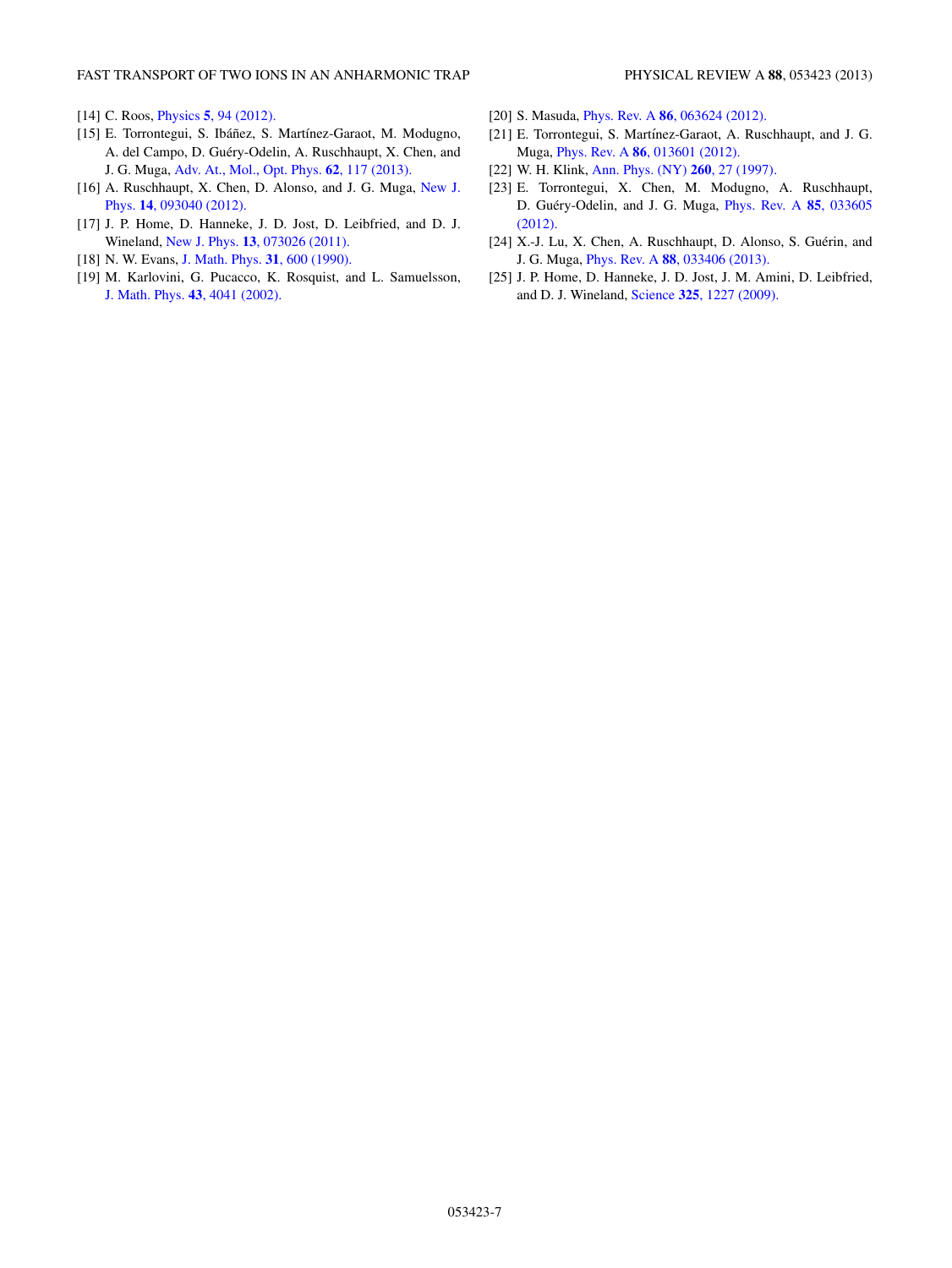[14] C. Roos, Physics **5**, 94 (2012).

[15] E. Torrontegui, S. Ibáñez, S. Martínez-Garaot, M. Modugno, A. del Campo, D. Guéry-Odelin, A. Ruschhaupt, X. Chen, and J. G. Muga, Adv. At., Mol., Opt. Phys. **62**, 117 (2013).

[16] A. Ruschhaupt, X. Chen, D. Alonso, and J. G. Muga, New J. Phys. **14**, 093040 (2012).

[17] J. P. Home, D. Hanneke, J. D. Jost, D. Leibfried, and D. J. Wineland, New J. Phys. **13**, 073026 (2011).

[18] N. W. Evans, J. Math. Phys. **31**, 600 (1990).

[19] M. Karlovini, G. Pucacco, K. Rosquist, and L. Samuelsson, J. Math. Phys. **43**, 4041 (2002).

[20] S. Masuda, Phys. Rev. A **86**, 063624 (2012).

[21] E. Torrontegui, S. Martínez-Garaot, A. Ruschhaupt, and J. G. Muga, Phys. Rev. A **86**, 013601 (2012).

[22] W. H. Klink, Ann. Phys. (NY) **260**, 27 (1997).

[23] E. Torrontegui, X. Chen, M. Modugno, A. Ruschhaupt, D. Guéry-Odelin, and J. G. Muga, Phys. Rev. A **85**, 033605 (2012).

[24] X.-J. Lu, X. Chen, A. Ruschhaupt, D. Alonso, S. Guérin, and J. G. Muga, Phys. Rev. A **88**, 033406 (2013).

[25] J. P. Home, D. Hanneke, J. D. Jost, J. M. Amini, D. Leibfried, and D. J. Wineland, Science **325**, 1227 (2009).